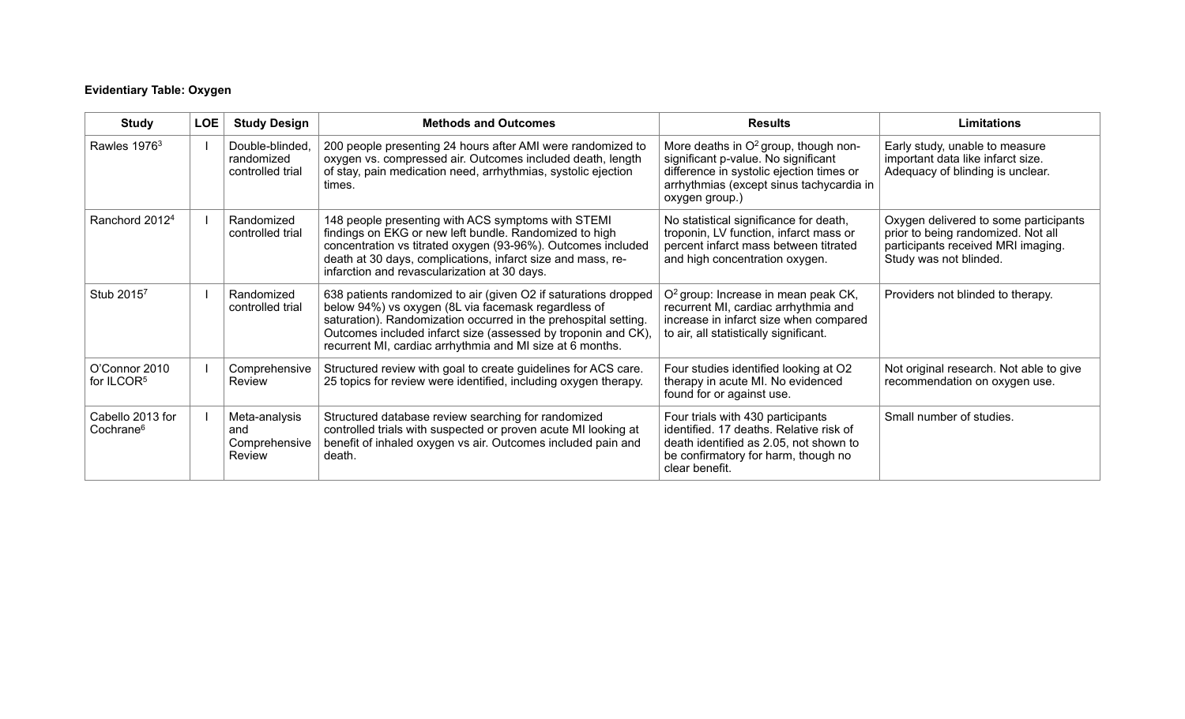**Evidentiary Table: Oxygen**

| Study | LOE | Study Design | Methods and Outcomes | Results | Limitations |
|---|---|---|---|---|---|
| Rawles 1976[3] | I | Double-blinded, randomized controlled trial | 200 people presenting 24 hours after AMI were randomized to oxygen vs. compressed air. Outcomes included death, length of stay, pain medication need, arrhythmias, systolic ejection times. | More deaths in $O^2$ group, though non-significant p-value. No significant difference in systolic ejection times or arrhythmias (except sinus tachycardia in oxygen group.) | Early study, unable to measure important data like infarct size. Adequacy of blinding is unclear. |
| Ranchord 2012[4] | I | Randomized controlled trial | 148 people presenting with ACS symptoms with STEMI findings on EKG or new left bundle. Randomized to high concentration vs titrated oxygen (93-96%). Outcomes included death at 30 days, complications, infarct size and mass, re-infarction and revascularization at 30 days. | No statistical significance for death, troponin, LV function, infarct mass or percent infarct mass between titrated and high concentration oxygen. | Oxygen delivered to some participants prior to being randomized. Not all participants received MRI imaging. Study was not blinded. |
| Stub 2015[7] | I | Randomized controlled trial | 638 patients randomized to air (given O2 if saturations dropped below 94%) vs oxygen (8L via facemask regardless of saturation). Randomization occurred in the prehospital setting. Outcomes included infarct size (assessed by troponin and CK), recurrent MI, cardiac arrhythmia and MI size at 6 months. | $O^2$ group: Increase in mean peak CK, recurrent MI, cardiac arrhythmia and increase in infarct size when compared to air, all statistically significant. | Providers not blinded to therapy. |
| O'Connor 2010 for ILCOR[5] | I | Comprehensive Review | Structured review with goal to create guidelines for ACS care. 25 topics for review were identified, including oxygen therapy. | Four studies identified looking at O2 therapy in acute MI. No evidenced found for or against use. | Not original research. Not able to give recommendation on oxygen use. |
| Cabello 2013 for Cochrane[6] | I | Meta-analysis and Comprehensive Review | Structured database review searching for randomized controlled trials with suspected or proven acute MI looking at benefit of inhaled oxygen vs air. Outcomes included pain and death. | Four trials with 430 participants identified. 17 deaths. Relative risk of death identified as 2.05, not shown to be confirmatory for harm, though no clear benefit. | Small number of studies. |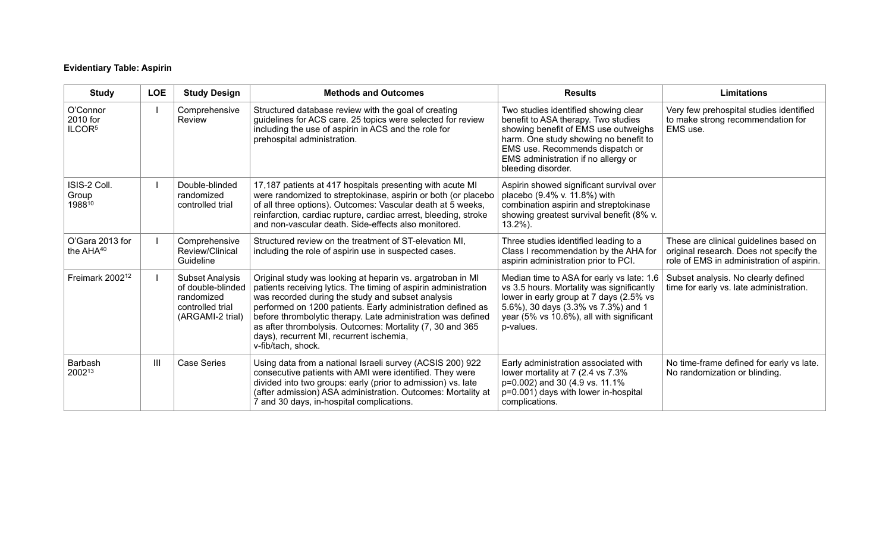**Evidentiary Table: Aspirin**

| Study | LOE | Study Design | Methods and Outcomes | Results | Limitations |
|---|---|---|---|---|---|
| O'Connor 2010 for ILCOR[5] | I | Comprehensive Review | Structured database review with the goal of creating guidelines for ACS care. 25 topics were selected for review including the use of aspirin in ACS and the role for prehospital administration. | Two studies identified showing clear benefit to ASA therapy. Two studies showing benefit of EMS use outweighs harm. One study showing no benefit to EMS use. Recommends dispatch or EMS administration if no allergy or bleeding disorder. | Very few prehospital studies identified to make strong recommendation for EMS use. |
| ISIS-2 Coll. Group 1988[10] | I | Double-blinded randomized controlled trial | 17,187 patients at 417 hospitals presenting with acute MI were randomized to streptokinase, aspirin or both (or placebo of all three options). Outcomes: Vascular death at 5 weeks, reinfarction, cardiac rupture, cardiac arrest, bleeding, stroke and non-vascular death. Side-effects also monitored. | Aspirin showed significant survival over placebo (9.4% v. 11.8%) with combination aspirin and streptokinase showing greatest survival benefit (8% v. 13.2%). | |
| O'Gara 2013 for the AHA[40] | I | Comprehensive Review/Clinical Guideline | Structured review on the treatment of ST-elevation MI, including the role of aspirin use in suspected cases. | Three studies identified leading to a Class I recommendation by the AHA for aspirin administration prior to PCI. | These are clinical guidelines based on original research. Does not specify the role of EMS in administration of aspirin. |
| Freimark 2002[12] | I | Subset Analysis of double-blinded randomized controlled trial (ARGAMI-2 trial) | Original study was looking at heparin vs. argatroban in MI patients receiving lytics. The timing of aspirin administration was recorded during the study and subset analysis performed on 1200 patients. Early administration defined as before thrombolytic therapy. Late administration was defined as after thrombolysis. Outcomes: Mortality (7, 30 and 365 days), recurrent MI, recurrent ischemia, v-fib/tach, shock. | Median time to ASA for early vs late: 1.6 vs 3.5 hours. Mortality was significantly lower in early group at 7 days (2.5% vs 5.6%), 30 days (3.3% vs 7.3%) and 1 year (5% vs 10.6%), all with significant p-values. | Subset analysis. No clearly defined time for early vs. late administration. |
| Barbash 2002[13] | III | Case Series | Using data from a national Israeli survey (ACSIS 200) 922 consecutive patients with AMI were identified. They were divided into two groups: early (prior to admission) vs. late (after admission) ASA administration. Outcomes: Mortality at 7 and 30 days, in-hospital complications. | Early administration associated with lower mortality at 7 (2.4 vs 7.3% $p=0.002$) and 30 (4.9 vs. 11.1% $p=0.001$) days with lower in-hospital complications. | No time-frame defined for early vs late. No randomization or blinding. |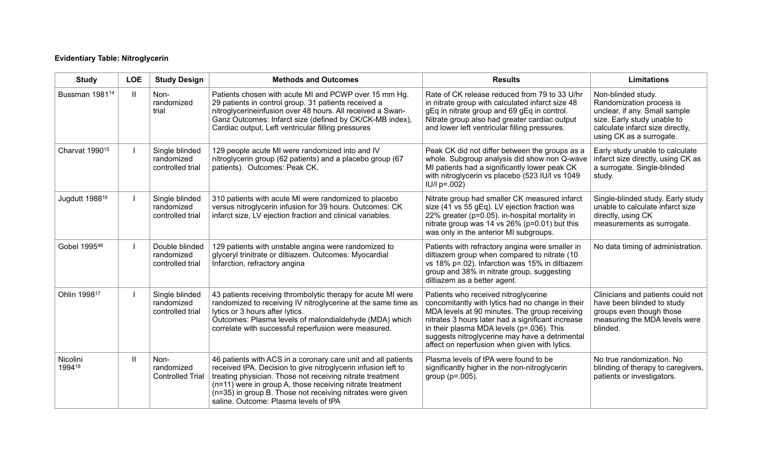**Evidentiary Table: Nitroglycerin**

| Study | LOE | Study Design | Methods and Outcomes | Results | Limitations |
|---|---|---|---|---|---|
| Bussman 1981[14] | II | Non-randomized trial | Patients chosen with acute MI and PCWP over 15 mm Hg. 29 patients in control group. 31 patients received a nitroglycerineinfusion over 48 hours. All received a Swan-Ganz Outcomes: Infarct size (defined by CK/CK-MB index), Cardiac output, Left ventricular filling pressures | Rate of CK release reduced from 79 to 33 U/hr in nitrate group with calculated infarct size 48 gEq in nitrate group and 69 gEq in control. Nitrate group also had greater cardiac output and lower left ventricular filling pressures. | Non-blinded study. Randomization process is unclear, if any. Small sample size. Early study unable to calculate infarct size directly, using CK as a surrogate. |
| Charvat 1990[15] | I | Single blinded randomized controlled trial | 129 people acute MI were randomized into and IV nitroglycerin group (62 patients) and a placebo group (67 patients). Outcomes: Peak CK. | Peak CK did not differ between the groups as a whole. Subgroup analysis did show non Q-wave MI patients had a significantly lower peak CK with nitroglycerin vs placebo (523 IU/l vs 1049 IU/l p=.002) | Early study unable to calculate infarct size directly, using CK as a surrogate. Single-blinded study. |
| Jugdutt 1988[16] | I | Single blinded randomized controlled trial | 310 patients with acute MI were randomized to placebo versus nitroglycerin infusion for 39 hours. Outcomes: CK infarct size, LV ejection fraction and clinical variables. | Nitrate group had smaller CK measured infarct size (41 vs 55 gEq). LV ejection fraction was 22% greater (p=0.05). in-hospital mortality in nitrate group was 14 vs 26% (p=0.01) but this was only in the anterior MI subgroups. | Single-blinded study. Early study unable to calculate infarct size directly, using CK measurements as surrogate. |
| Gobel 1995[46] | I | Double blinded randomized controlled trial | 129 patients with unstable angina were randomized to glyceryl trinitrate or diltiazem. Outcomes: Myocardial Infarction, refractory angina | Patients with refractory angina were smaller in diltiazem group when compared to nitrate (10 vs 18% p=.02). Infarction was 15% in diltiazem group and 38% in nitrate group, suggesting diltiazem as a better agent. | No data timing of administration. |
| Ohlin 1998[17] | I | Single blinded randomized controlled trial | 43 patients receiving thrombolytic therapy for acute MI were randomized to receiving IV nitroglycerin at the same time as lytics or 3 hours after lytics. Outcomes: Plasma levels of malondialdehyde (MDA) which correlate with successful reperfusion were measured. | Patients who received nitroglycerine concomitantly with lytics had no change in their MDA levels at 90 minutes. The group receiving nitrates 3 hours later had a significant increase in their plasma MDA levels (p=.036). This suggests nitroglycerine may have a detrimental affect on reperfusion when given with lytics. | Clinicians and patients could not have been blinded to study groups even though those measuring the MDA levels were blinded. |
| Nicolini 1994[18] | II | Non-randomized Controlled Trial | 46 patients with ACS in a coronary care unit and all patients received tPA. Decision to give nitroglycerin infusion left to treating physician. Those not receiving nitrate treatment (n=11) were in group A, those receiving nitrate treatment (n=35) in group B. Those not receiving nitrates were given saline. Outcome: Plasma levels of tPA | Plasma levels of tPA were found to be significantly higher in the non-nitroglycerin group (p=.005). | No true randomization. No blinding of therapy to caregivers, patients or investigators. |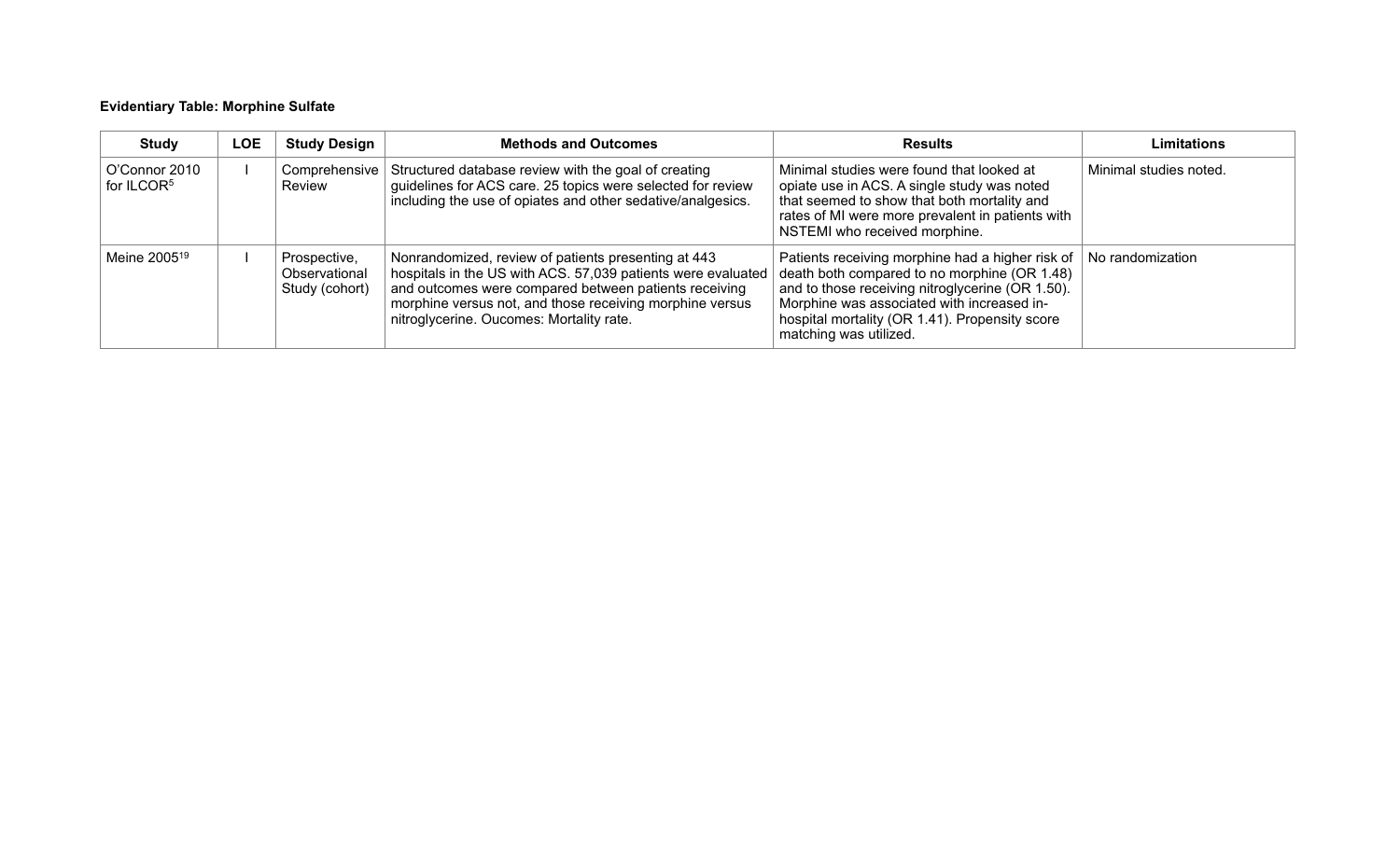**Evidentiary Table: Morphine Sulfate**

| Study | LOE | Study Design | Methods and Outcomes | Results | Limitations |
|---|---|---|---|---|---|
| O'Connor 2010 for ILCOR[5] | I | Comprehensive Review | Structured database review with the goal of creating guidelines for ACS care. 25 topics were selected for review including the use of opiates and other sedative/analgesics. | Minimal studies were found that looked at opiate use in ACS. A single study was noted that seemed to show that both mortality and rates of MI were more prevalent in patients with NSTEMI who received morphine. | Minimal studies noted. |
| Meine 2005[19] | I | Prospective, Observational Study (cohort) | Nonrandomized, review of patients presenting at 443 hospitals in the US with ACS. 57,039 patients were evaluated and outcomes were compared between patients receiving morphine versus not, and those receiving morphine versus nitroglycerine. Oucomes: Mortality rate. | Patients receiving morphine had a higher risk of death both compared to no morphine (OR 1.48) and to those receiving nitroglycerine (OR 1.50). Morphine was associated with increased in-hospital mortality (OR 1.41). Propensity score matching was utilized. | No randomization |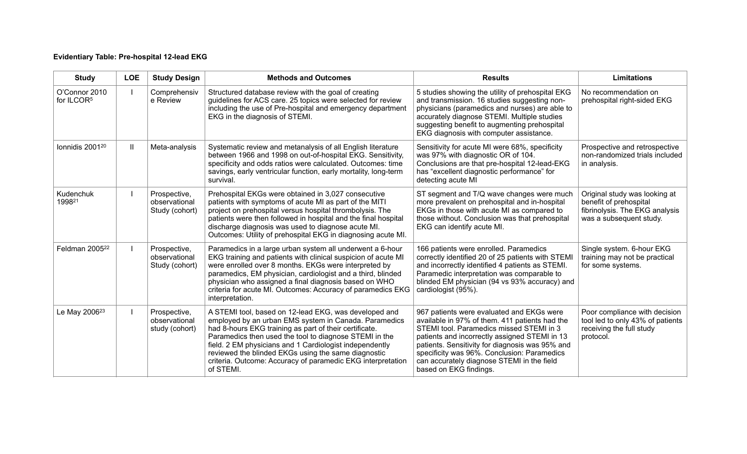**Evidentiary Table: Pre-hospital 12-lead EKG**

| Study | LOE | Study Design | Methods and Outcomes | Results | Limitations |
|---|---|---|---|---|---|
| O'Connor 2010 for ILCOR[5] | I | Comprehensive Review | Structured database review with the goal of creating guidelines for ACS care. 25 topics were selected for review including the use of Pre-hospital and emergency department EKG in the diagnosis of STEMI. | 5 studies showing the utility of prehospital EKG and transmission. 16 studies suggesting non-physicians (paramedics and nurses) are able to accurately diagnose STEMI. Multiple studies suggesting benefit to augmenting prehospital EKG diagnosis with computer assistance. | No recommendation on prehospital right-sided EKG |
| Ionnidis 2001[20] | II | Meta-analysis | Systematic review and metanalysis of all English literature between 1966 and 1998 on out-of-hospital EKG. Sensitivity, specificity and odds ratios were calculated. Outcomes: time savings, early ventricular function, early mortality, long-term survival. | Sensitivity for acute MI were 68%, specificity was 97% with diagnostic OR of 104. Conclusions are that pre-hospital 12-lead-EKG has "excellent diagnostic performance" for detecting acute MI | Prospective and retrospective non-randomized trials included in analysis. |
| Kudenchuk 1998[21] | I | Prospective, observational Study (cohort) | Prehospital EKGs were obtained in 3,027 consecutive patients with symptoms of acute MI as part of the MITI project on prehospital versus hospital thrombolysis. The patients were then followed in hospital and the final hospital discharge diagnosis was used to diagnose acute MI. Outcomes: Utility of prehospital EKG in diagnosing acute MI. | ST segment and T/Q wave changes were much more prevalent on prehospital and in-hospital EKGs in those with acute MI as compared to those without. Conclusion was that prehospital EKG can identify acute MI. | Original study was looking at benefit of prehospital fibrinolysis. The EKG analysis was a subsequent study. |
| Feldman 2005[22] | I | Prospective, observational Study (cohort) | Paramedics in a large urban system all underwent a 6-hour EKG training and patients with clinical suspicion of acute MI were enrolled over 8 months. EKGs were interpreted by paramedics, EM physician, cardiologist and a third, blinded physician who assigned a final diagnosis based on WHO criteria for acute MI. Outcomes: Accuracy of paramedics EKG interpretation. | 166 patients were enrolled. Paramedics correctly identified 20 of 25 patients with STEMI and incorrectly identified 4 patients as STEMI. Paramedic interpretation was comparable to blinded EM physician (94 vs 93% accuracy) and cardiologist (95%). | Single system. 6-hour EKG training may not be practical for some systems. |
| Le May 2006[23] | I | Prospective, observational study (cohort) | A STEMI tool, based on 12-lead EKG, was developed and employed by an urban EMS system in Canada. Paramedics had 8-hours EKG training as part of their certificate. Paramedics then used the tool to diagnose STEMI in the field. 2 EM physicians and 1 Cardiologist independently reviewed the blinded EKGs using the same diagnostic criteria. Outcome: Accuracy of paramedic EKG interpretation of STEMI. | 967 patients were evaluated and EKGs were available in 97% of them. 411 patients had the STEMI tool. Paramedics missed STEMI in 3 patients and incorrectly assigned STEMI in 13 patients. Sensitivity for diagnosis was 95% and specificity was 96%. Conclusion: Paramedics can accurately diagnose STEMI in the field based on EKG findings. | Poor compliance with decision tool led to only 43% of patients receiving the full study protocol. |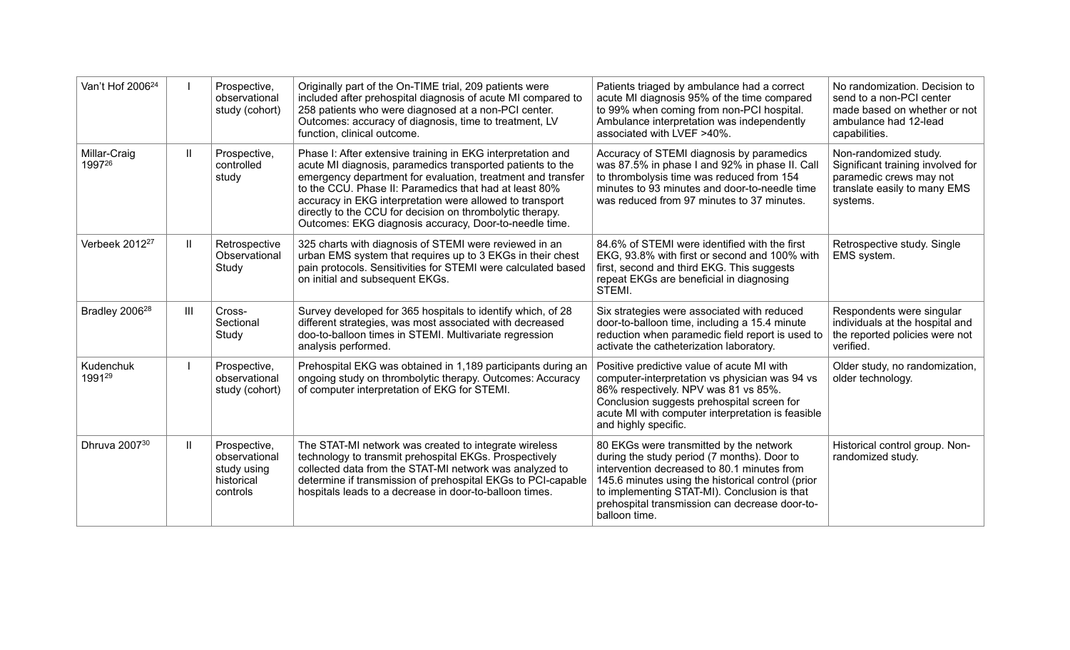| | | | | | |
|---|---|---|---|---|---|
| Van't Hof 2006[24] | I | Prospective, observational study (cohort) | Originally part of the On-TIME trial, 209 patients were included after prehospital diagnosis of acute MI compared to 258 patients who were diagnosed at a non-PCI center. Outcomes: accuracy of diagnosis, time to treatment, LV function, clinical outcome. | Patients triaged by ambulance had a correct acute MI diagnosis 95% of the time compared to 99% when coming from non-PCI hospital. Ambulance interpretation was independently associated with LVEF >40%. | No randomization. Decision to send to a non-PCI center made based on whether or not ambulance had 12-lead capabilities. |
| Millar-Craig 1997[26] | II | Prospective, controlled study | Phase I: After extensive training in EKG interpretation and acute MI diagnosis, paramedics transported patients to the emergency department for evaluation, treatment and transfer to the CCU. Phase II: Paramedics that had at least 80% accuracy in EKG interpretation were allowed to transport directly to the CCU for decision on thrombolytic therapy. Outcomes: EKG diagnosis accuracy, Door-to-needle time. | Accuracy of STEMI diagnosis by paramedics was 87.5% in phase I and 92% in phase II. Call to thrombolysis time was reduced from 154 minutes to 93 minutes and door-to-needle time was reduced from 97 minutes to 37 minutes. | Non-randomized study. Significant training involved for paramedic crews may not translate easily to many EMS systems. |
| Verbeek 2012[27] | II | Retrospective Observational Study | 325 charts with diagnosis of STEMI were reviewed in an urban EMS system that requires up to 3 EKGs in their chest pain protocols. Sensitivities for STEMI were calculated based on initial and subsequent EKGs. | 84.6% of STEMI were identified with the first EKG, 93.8% with first or second and 100% with first, second and third EKG. This suggests repeat EKGs are beneficial in diagnosing STEMI. | Retrospective study. Single EMS system. |
| Bradley 2006[28] | III | Cross-Sectional Study | Survey developed for 365 hospitals to identify which, of 28 different strategies, was most associated with decreased doo-to-balloon times in STEMI. Multivariate regression analysis performed. | Six strategies were associated with reduced door-to-balloon time, including a 15.4 minute reduction when paramedic field report is used to activate the catheterization laboratory. | Respondents were singular individuals at the hospital and the reported policies were not verified. |
| Kudenchuk 1991[29] | I | Prospective, observational study (cohort) | Prehospital EKG was obtained in 1,189 participants during an ongoing study on thrombolytic therapy. Outcomes: Accuracy of computer interpretation of EKG for STEMI. | Positive predictive value of acute MI with computer-interpretation vs physician was 94 vs 86% respectively. NPV was 81 vs 85%. Conclusion suggests prehospital screen for acute MI with computer interpretation is feasible and highly specific. | Older study, no randomization, older technology. |
| Dhruva 2007[30] | II | Prospective, observational study using historical controls | The STAT-MI network was created to integrate wireless technology to transmit prehospital EKGs. Prospectively collected data from the STAT-MI network was analyzed to determine if transmission of prehospital EKGs to PCI-capable hospitals leads to a decrease in door-to-balloon times. | 80 EKGs were transmitted by the network during the study period (7 months). Door to intervention decreased to 80.1 minutes from 145.6 minutes using the historical control (prior to implementing STAT-MI). Conclusion is that prehospital transmission can decrease door-to-balloon time. | Historical control group. Non-randomized study. |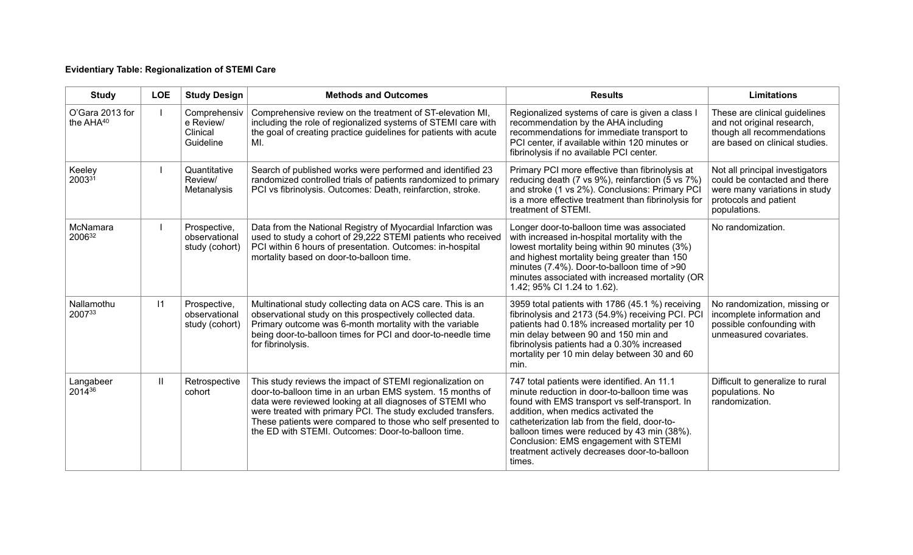**Evidentiary Table: Regionalization of STEMI Care**

| Study | LOE | Study Design | Methods and Outcomes | Results | Limitations |
|---|---|---|---|---|---|
| O'Gara 2013 for the AHA[40] | I | Comprehensive Review/ Clinical Guideline | Comprehensive review on the treatment of ST-elevation MI, including the role of regionalized systems of STEMI care with the goal of creating practice guidelines for patients with acute MI. | Regionalized systems of care is given a class I recommendation by the AHA including recommendations for immediate transport to PCI center, if available within 120 minutes or fibrinolysis if no available PCI center. | These are clinical guidelines and not original research, though all recommendations are based on clinical studies. |
| Keeley 2003[31] | I | Quantitative Review/ Metanalysis | Search of published works were performed and identified 23 randomized controlled trials of patients randomized to primary PCI vs fibrinolysis. Outcomes: Death, reinfarction, stroke. | Primary PCI more effective than fibrinolysis at reducing death (7 vs 9%), reinfarction (5 vs 7%) and stroke (1 vs 2%). Conclusions: Primary PCI is a more effective treatment than fibrinolysis for treatment of STEMI. | Not all principal investigators could be contacted and there were many variations in study protocols and patient populations. |
| McNamara 2006[32] | I | Prospective, observational study (cohort) | Data from the National Registry of Myocardial Infarction was used to study a cohort of 29,222 STEMI patients who received PCI within 6 hours of presentation. Outcomes: in-hospital mortality based on door-to-balloon time. | Longer door-to-balloon time was associated with increased in-hospital mortality with the lowest mortality being within 90 minutes (3%) and highest mortality being greater than 150 minutes (7.4%). Door-to-balloon time of >90 minutes associated with increased mortality (OR 1.42; 95% CI 1.24 to 1.62). | No randomization. |
| Nallamothu 2007[33] | I1 | Prospective, observational study (cohort) | Multinational study collecting data on ACS care. This is an observational study on this prospectively collected data. Primary outcome was 6-month mortality with the variable being door-to-balloon times for PCI and door-to-needle time for fibrinolysis. | 3959 total patients with 1786 (45.1 %) receiving fibrinolysis and 2173 (54.9%) receiving PCI. PCI patients had 0.18% increased mortality per 10 min delay between 90 and 150 min and fibrinolysis patients had a 0.30% increased mortality per 10 min delay between 30 and 60 min. | No randomization, missing or incomplete information and possible confounding with unmeasured covariates. |
| Langabeer 2014[36] | II | Retrospective cohort | This study reviews the impact of STEMI regionalization on door-to-balloon time in an urban EMS system. 15 months of data were reviewed looking at all diagnoses of STEMI who were treated with primary PCI. The study excluded transfers. These patients were compared to those who self presented to the ED with STEMI. Outcomes: Door-to-balloon time. | 747 total patients were identified. An 11.1 minute reduction in door-to-balloon time was found with EMS transport vs self-transport. In addition, when medics activated the catheterization lab from the field, door-to-balloon times were reduced by 43 min (38%). Conclusion: EMS engagement with STEMI treatment actively decreases door-to-balloon times. | Difficult to generalize to rural populations. No randomization. |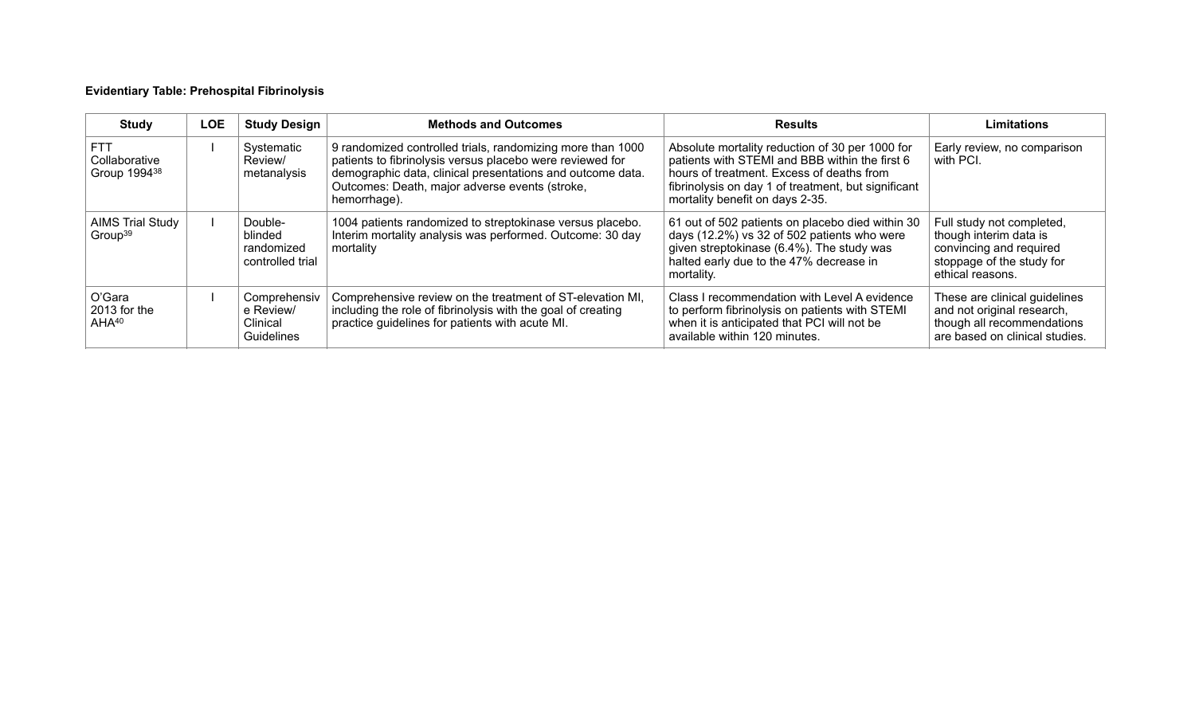**Evidentiary Table: Prehospital Fibrinolysis**

| Study | LOE | Study Design | Methods and Outcomes | Results | Limitations |
|---|---|---|---|---|---|
| FTT Collaborative Group 1994[38] | I | Systematic Review/ metanalysis | 9 randomized controlled trials, randomizing more than 1000 patients to fibrinolysis versus placebo were reviewed for demographic data, clinical presentations and outcome data. Outcomes: Death, major adverse events (stroke, hemorrhage). | Absolute mortality reduction of 30 per 1000 for patients with STEMI and BBB within the first 6 hours of treatment. Excess of deaths from fibrinolysis on day 1 of treatment, but significant mortality benefit on days 2-35. | Early review, no comparison with PCI. |
| AIMS Trial Study Group[39] | I | Double-blinded randomized controlled trial | 1004 patients randomized to streptokinase versus placebo. Interim mortality analysis was performed. Outcome: 30 day mortality | 61 out of 502 patients on placebo died within 30 days (12.2%) vs 32 of 502 patients who were given streptokinase (6.4%). The study was halted early due to the 47% decrease in mortality. | Full study not completed, though interim data is convincing and required stoppage of the study for ethical reasons. |
| O'Gara 2013 for the AHA[40] | I | Comprehensive Review/ Clinical Guidelines | Comprehensive review on the treatment of ST-elevation MI, including the role of fibrinolysis with the goal of creating practice guidelines for patients with acute MI. | Class I recommendation with Level A evidence to perform fibrinolysis on patients with STEMI when it is anticipated that PCI will not be available within 120 minutes. | These are clinical guidelines and not original research, though all recommendations are based on clinical studies. |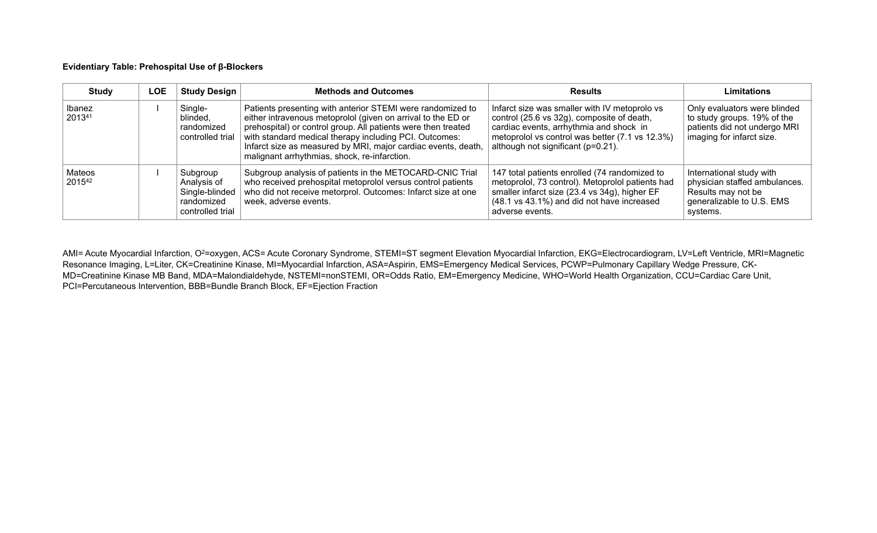**Evidentiary Table: Prehospital Use of β-Blockers**

| Study | LOE | Study Design | Methods and Outcomes | Results | Limitations |
|---|---|---|---|---|---|
| Ibanez 2013[41] | I | Single-blinded, randomized controlled trial | Patients presenting with anterior STEMI were randomized to either intravenous metoprolol (given on arrival to the ED or prehospital) or control group. All patients were then treated with standard medical therapy including PCI. Outcomes: Infarct size as measured by MRI, major cardiac events, death, malignant arrhythmias, shock, re-infarction. | Infarct size was smaller with IV metoprolo vs control (25.6 vs 32g), composite of death, cardiac events, arrhythmia and shock in metoprolol vs control was better (7.1 vs 12.3%) although not significant (p=0.21). | Only evaluators were blinded to study groups. 19% of the patients did not undergo MRI imaging for infarct size. |
| Mateos 2015[42] | I | Subgroup Analysis of Single-blinded randomized controlled trial | Subgroup analysis of patients in the METOCARD-CNIC Trial who received prehospital metoprolol versus control patients who did not receive metorprol. Outcomes: Infarct size at one week, adverse events. | 147 total patients enrolled (74 randomized to metoprolol, 73 control). Metoprolol patients had smaller infarct size (23.4 vs 34g), higher EF (48.1 vs 43.1%) and did not have increased adverse events. | International study with physician staffed ambulances. Results may not be generalizable to U.S. EMS systems. |

AMI= Acute Myocardial Infarction, $O^2$=oxygen, ACS= Acute Coronary Syndrome, STEMI=ST segment Elevation Myocardial Infarction, EKG=Electrocardiogram, LV=Left Ventricle, MRI=Magnetic Resonance Imaging, L=Liter, CK=Creatinine Kinase, MI=Myocardial Infarction, ASA=Aspirin, EMS=Emergency Medical Services, PCWP=Pulmonary Capillary Wedge Pressure, CK-MD=Creatinine Kinase MB Band, MDA=Malondialdehyde, NSTEMI=nonSTEMI, OR=Odds Ratio, EM=Emergency Medicine, WHO=World Health Organization, CCU=Cardiac Care Unit, PCI=Percutaneous Intervention, BBB=Bundle Branch Block, EF=Ejection Fraction